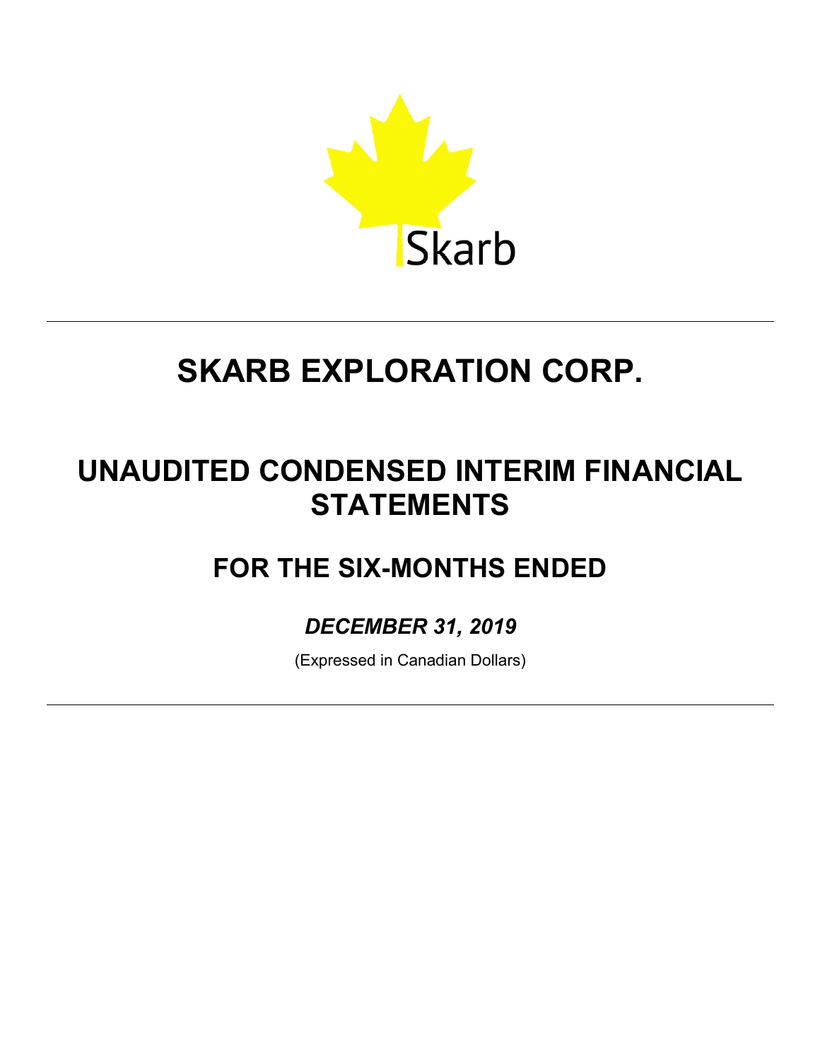Skarb

# SKARB EXPLORATION CORP.

# UNAUDITED CONDENSED INTERIM FINANCIAL STATEMENTS

## FOR THE SIX-MONTHS ENDED

### *DECEMBER 31, 2019*

(Expressed in Canadian Dollars)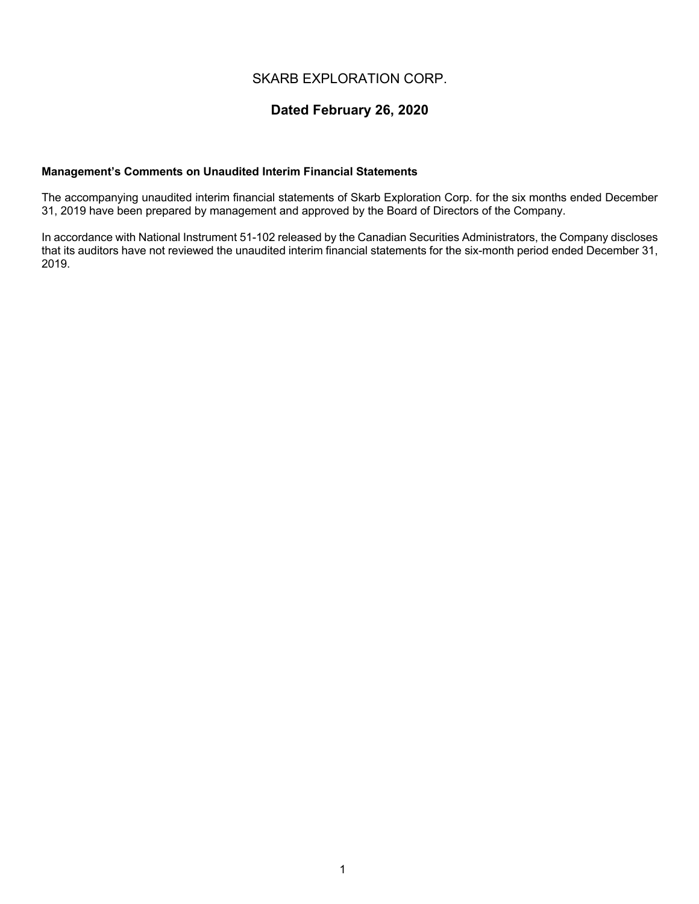# SKARB EXPLORATION CORP.

## Dated February 26, 2020

**Management's Comments on Unaudited Interim Financial Statements**

The accompanying unaudited interim financial statements of Skarb Exploration Corp. for the six months ended December 31, 2019 have been prepared by management and approved by the Board of Directors of the Company.

In accordance with National Instrument 51-102 released by the Canadian Securities Administrators, the Company discloses that its auditors have not reviewed the unaudited interim financial statements for the six-month period ended December 31, 2019.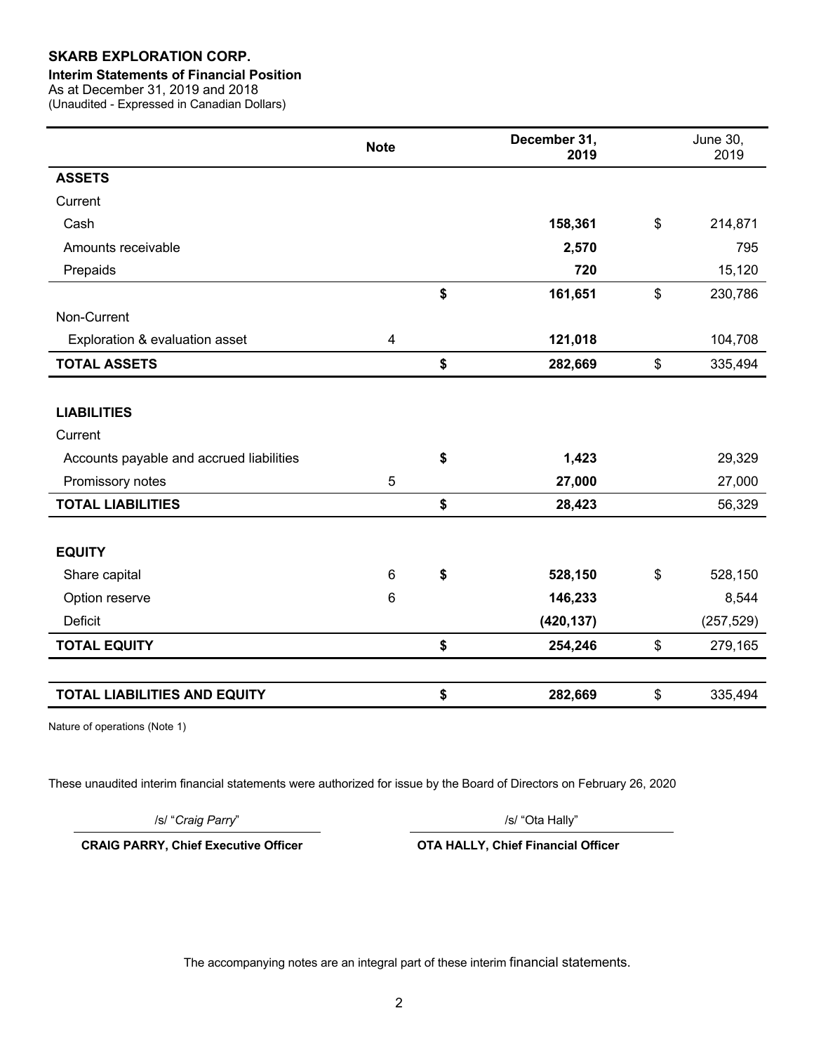**SKARB EXPLORATION CORP.**

**Interim Statements of Financial Position**

As at December 31, 2019 and 2018

(Unaudited - Expressed in Canadian Dollars)

| | Note | | December 31, 2019 | | June 30, 2019 |
|---|---|---|---|---|---|
| **ASSETS** | | | | | |
| Current | | | | | |
| Cash | | | **158,361** | $ | 214,871 |
| Amounts receivable | | | **2,570** | | 795 |
| Prepaids | | | **720** | | 15,120 |
| | | **$** | **161,651** | $ | 230,786 |
| Non-Current | | | | | |
| Exploration & evaluation asset | 4 | | **121,018** | | 104,708 |
| **TOTAL ASSETS** | | **$** | **282,669** | $ | 335,494 |
| | | | | | |
| **LIABILITIES** | | | | | |
| Current | | | | | |
| Accounts payable and accrued liabilities | | **$** | **1,423** | | 29,329 |
| Promissory notes | 5 | | **27,000** | | 27,000 |
| **TOTAL LIABILITIES** | | **$** | **28,423** | | 56,329 |
| | | | | | |
| **EQUITY** | | | | | |
| Share capital | 6 | **$** | **528,150** | $ | 528,150 |
| Option reserve | 6 | | **146,233** | | 8,544 |
| Deficit | | | **(420,137)** | | (257,529) |
| **TOTAL EQUITY** | | **$** | **254,246** | $ | 279,165 |
| | | | | | |
| **TOTAL LIABILITIES AND EQUITY** | | **$** | **282,669** | $ | 335,494 |

Nature of operations (Note 1)

These unaudited interim financial statements were authorized for issue by the Board of Directors on February 26, 2020

/s/ "*Craig Parry*"

**CRAIG PARRY, Chief Executive Officer**

/s/ "Ota Hally"

**OTA HALLY, Chief Financial Officer**

The accompanying notes are an integral part of these interim financial statements.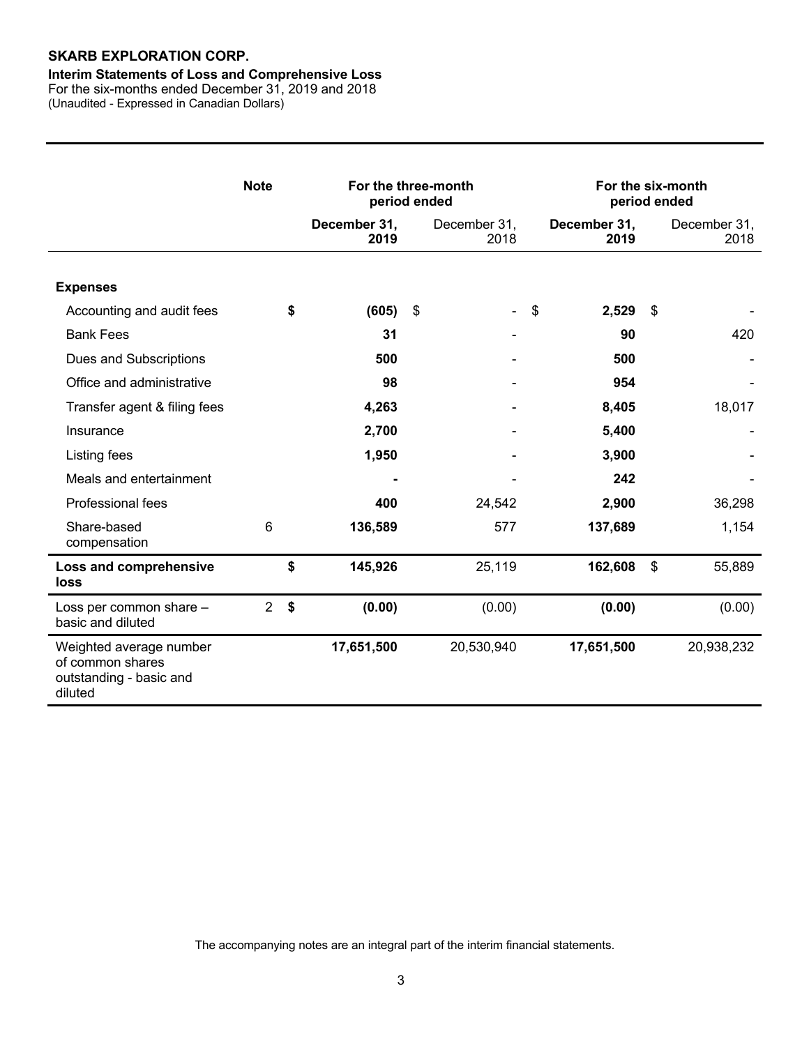**SKARB EXPLORATION CORP.**

**Interim Statements of Loss and Comprehensive Loss**

For the six-months ended December 31, 2019 and 2018

(Unaudited - Expressed in Canadian Dollars)

| | Note | For the three-month period ended | | For the six-month period ended | |
|---|---|---|---|---|---|
| | | **December 31, 2019** | December 31, 2018 | **December 31, 2019** | December 31, 2018 |
| **Expenses** | | | | | |
| Accounting and audit fees | | **$ (605)** | $ - | $ **2,529** | $ - |
| Bank Fees | | **31** | - | **90** | 420 |
| Dues and Subscriptions | | **500** | - | **500** | - |
| Office and administrative | | **98** | - | **954** | - |
| Transfer agent & filing fees | | **4,263** | - | **8,405** | 18,017 |
| Insurance | | **2,700** | - | **5,400** | - |
| Listing fees | | **1,950** | - | **3,900** | - |
| Meals and entertainment | | **-** | - | **242** | - |
| Professional fees | | **400** | 24,542 | **2,900** | 36,298 |
| Share-based compensation | 6 | **136,589** | 577 | **137,689** | 1,154 |
| **Loss and comprehensive loss** | | **$ 145,926** | 25,119 | **162,608** | $ 55,889 |
| Loss per common share – basic and diluted | 2 | **$ (0.00)** | (0.00) | **(0.00)** | (0.00) |
| Weighted average number of common shares outstanding - basic and diluted | | **17,651,500** | 20,530,940 | **17,651,500** | 20,938,232 |

The accompanying notes are an integral part of the interim financial statements.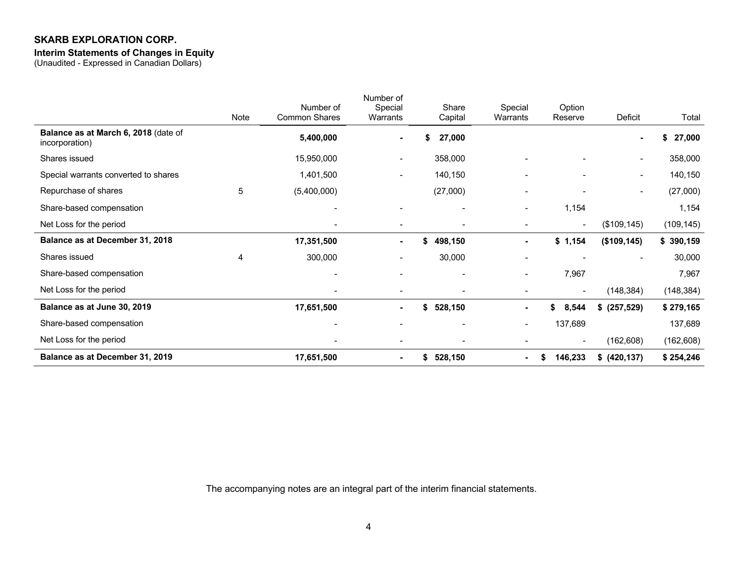**SKARB EXPLORATION CORP.**

**Interim Statements of Changes in Equity**

(Unaudited - Expressed in Canadian Dollars)

| | Note | Number of Common Shares | Number of Special Warrants | Share Capital | Special Warrants | Option Reserve | Deficit | Total |
|---|---|---|---|---|---|---|---|---|
| **Balance as at March 6, 2018** (date of incorporation) | | **5,400,000** | **-** | **$ 27,000** | | | **-** | **$ 27,000** |
| Shares issued | | 15,950,000 | - | 358,000 | - | - | - | 358,000 |
| Special warrants converted to shares | | 1,401,500 | - | 140,150 | - | - | - | 140,150 |
| Repurchase of shares | 5 | (5,400,000) | | (27,000) | - | - | - | (27,000) |
| Share-based compensation | | - | - | - | - | 1,154 | | 1,154 |
| Net Loss for the period | | - | - | - | - | - | ($109,145) | (109,145) |
| **Balance as at December 31, 2018** | | **17,351,500** | **-** | **$ 498,150** | **-** | **$ 1,154** | **($109,145)** | **$ 390,159** |
| Shares issued | 4 | 300,000 | - | 30,000 | - | - | - | 30,000 |
| Share-based compensation | | - | - | - | - | 7,967 | | 7,967 |
| Net Loss for the period | | - | - | - | - | - | (148,384) | (148,384) |
| **Balance as at June 30, 2019** | | **17,651,500** | **-** | **$ 528,150** | **-** | **$ 8,544** | **$ (257,529)** | **$ 279,165** |
| Share-based compensation | | - | - | - | - | 137,689 | | 137,689 |
| Net Loss for the period | | - | - | - | - | - | (162,608) | (162,608) |
| **Balance as at December 31, 2019** | | **17,651,500** | **-** | **$ 528,150** | **-** | **$ 146,233** | **$ (420,137)** | **$ 254,246** |

The accompanying notes are an integral part of the interim financial statements.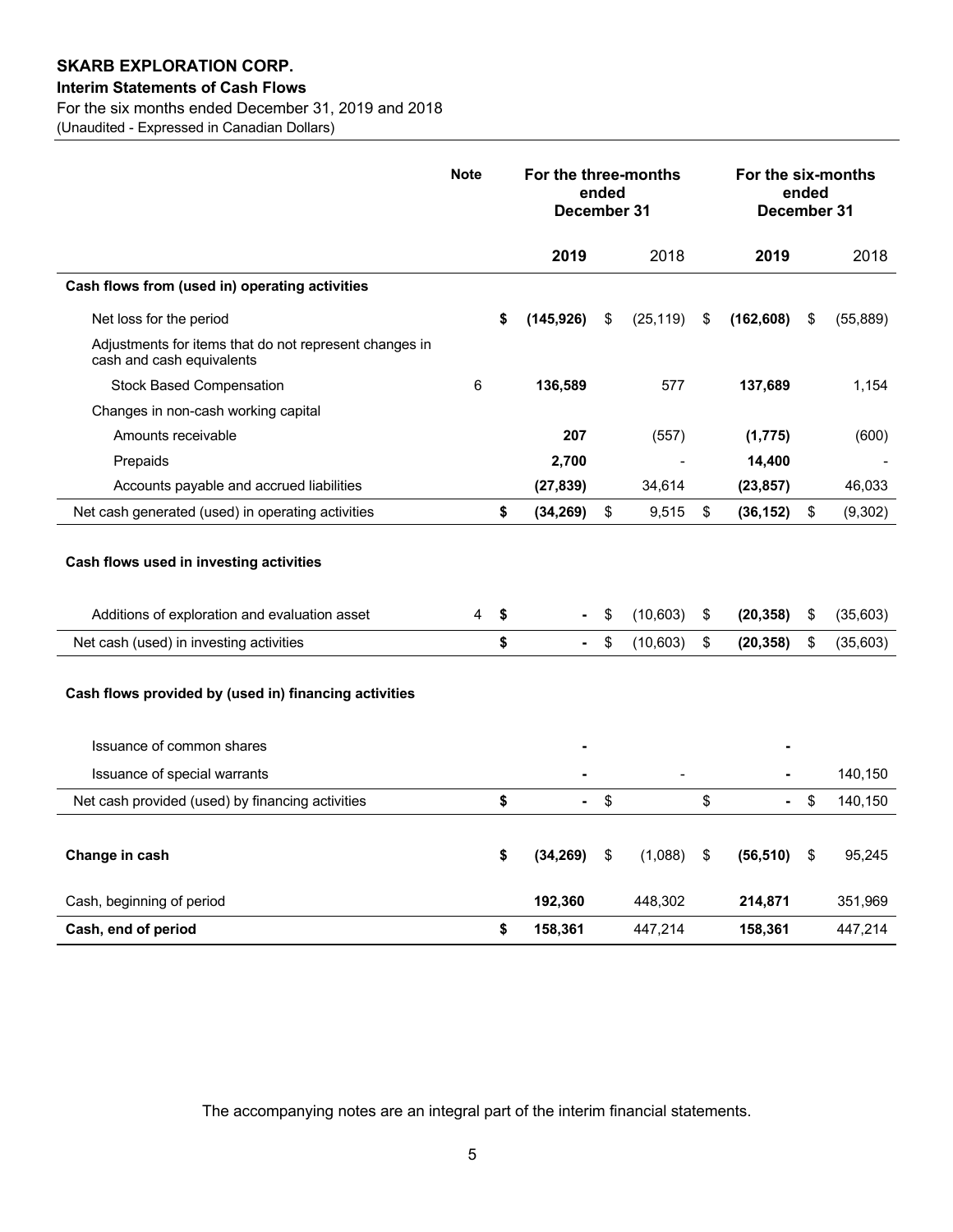**SKARB EXPLORATION CORP.**

**Interim Statements of Cash Flows**

For the six months ended December 31, 2019 and 2018

(Unaudited - Expressed in Canadian Dollars)

| | Note | For the three-months ended December 31 | | For the six-months ended December 31 | |
|---|---|---|---|---|---|
| | | **2019** | 2018 | **2019** | 2018 |
| **Cash flows from (used in) operating activities** | | | | | |
| Net loss for the period | | **$ (145,926)** | $ (25,119) | $ **(162,608)** | $ (55,889) |
| Adjustments for items that do not represent changes in cash and cash equivalents | | | | | |
| Stock Based Compensation | 6 | **136,589** | 577 | **137,689** | 1,154 |
| Changes in non-cash working capital | | | | | |
| Amounts receivable | | **207** | (557) | **(1,775)** | (600) |
| Prepaids | | **2,700** | - | **14,400** | - |
| Accounts payable and accrued liabilities | | **(27,839)** | 34,614 | **(23,857)** | 46,033 |
| Net cash generated (used) in operating activities | | **$ (34,269)** | $ 9,515 | $ **(36,152)** | $ (9,302) |
| **Cash flows used in investing activities** | | | | | |
| Additions of exploration and evaluation asset | 4 | **$ -** | $ (10,603) | $ **(20,358)** | $ (35,603) |
| Net cash (used) in investing activities | | **$ -** | $ (10,603) | $ **(20,358)** | $ (35,603) |
| **Cash flows provided by (used in) financing activities** | | | | | |
| Issuance of common shares | | **-** | | **-** | |
| Issuance of special warrants | | **-** | - | **-** | 140,150 |
| Net cash provided (used) by financing activities | | **$ -** | $ | $ **-** | $ 140,150 |
| **Change in cash** | | **$ (34,269)** | $ (1,088) | $ **(56,510)** | $ 95,245 |
| Cash, beginning of period | | **192,360** | 448,302 | **214,871** | 351,969 |
| **Cash, end of period** | | **$ 158,361** | 447,214 | **158,361** | 447,214 |

The accompanying notes are an integral part of the interim financial statements.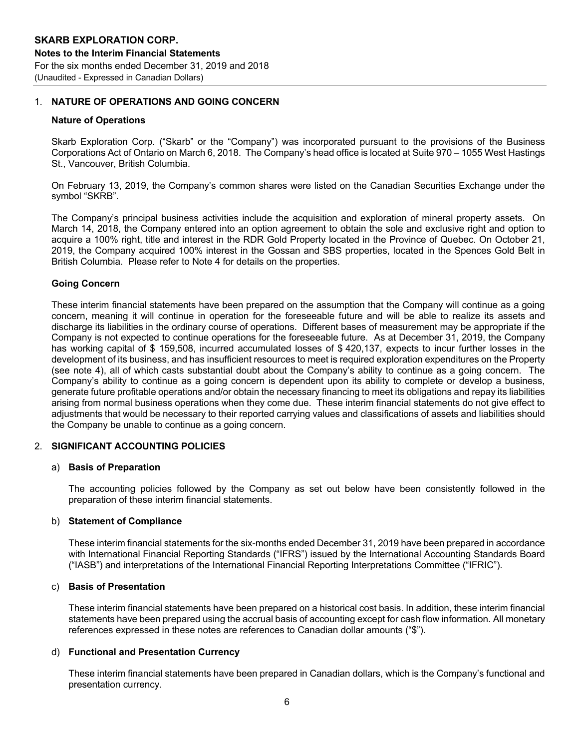## 1. NATURE OF OPERATIONS AND GOING CONCERN

### Nature of Operations

Skarb Exploration Corp. ("Skarb" or the "Company") was incorporated pursuant to the provisions of the Business Corporations Act of Ontario on March 6, 2018. The Company's head office is located at Suite 970 – 1055 West Hastings St., Vancouver, British Columbia.

On February 13, 2019, the Company's common shares were listed on the Canadian Securities Exchange under the symbol "SKRB".

The Company's principal business activities include the acquisition and exploration of mineral property assets. On March 14, 2018, the Company entered into an option agreement to obtain the sole and exclusive right and option to acquire a 100% right, title and interest in the RDR Gold Property located in the Province of Quebec. On October 21, 2019, the Company acquired 100% interest in the Gossan and SBS properties, located in the Spences Gold Belt in British Columbia. Please refer to Note 4 for details on the properties.

### Going Concern

These interim financial statements have been prepared on the assumption that the Company will continue as a going concern, meaning it will continue in operation for the foreseeable future and will be able to realize its assets and discharge its liabilities in the ordinary course of operations. Different bases of measurement may be appropriate if the Company is not expected to continue operations for the foreseeable future. As at December 31, 2019, the Company has working capital of $ 159,508, incurred accumulated losses of $ 420,137, expects to incur further losses in the development of its business, and has insufficient resources to meet is required exploration expenditures on the Property (see note 4), all of which casts substantial doubt about the Company's ability to continue as a going concern. The Company's ability to continue as a going concern is dependent upon its ability to complete or develop a business, generate future profitable operations and/or obtain the necessary financing to meet its obligations and repay its liabilities arising from normal business operations when they come due. These interim financial statements do not give effect to adjustments that would be necessary to their reported carrying values and classifications of assets and liabilities should the Company be unable to continue as a going concern.

## 2. SIGNIFICANT ACCOUNTING POLICIES

### a) Basis of Preparation

The accounting policies followed by the Company as set out below have been consistently followed in the preparation of these interim financial statements.

### b) Statement of Compliance

These interim financial statements for the six-months ended December 31, 2019 have been prepared in accordance with International Financial Reporting Standards ("IFRS") issued by the International Accounting Standards Board ("IASB") and interpretations of the International Financial Reporting Interpretations Committee ("IFRIC").

### c) Basis of Presentation

These interim financial statements have been prepared on a historical cost basis. In addition, these interim financial statements have been prepared using the accrual basis of accounting except for cash flow information. All monetary references expressed in these notes are references to Canadian dollar amounts ("$").

### d) Functional and Presentation Currency

These interim financial statements have been prepared in Canadian dollars, which is the Company's functional and presentation currency.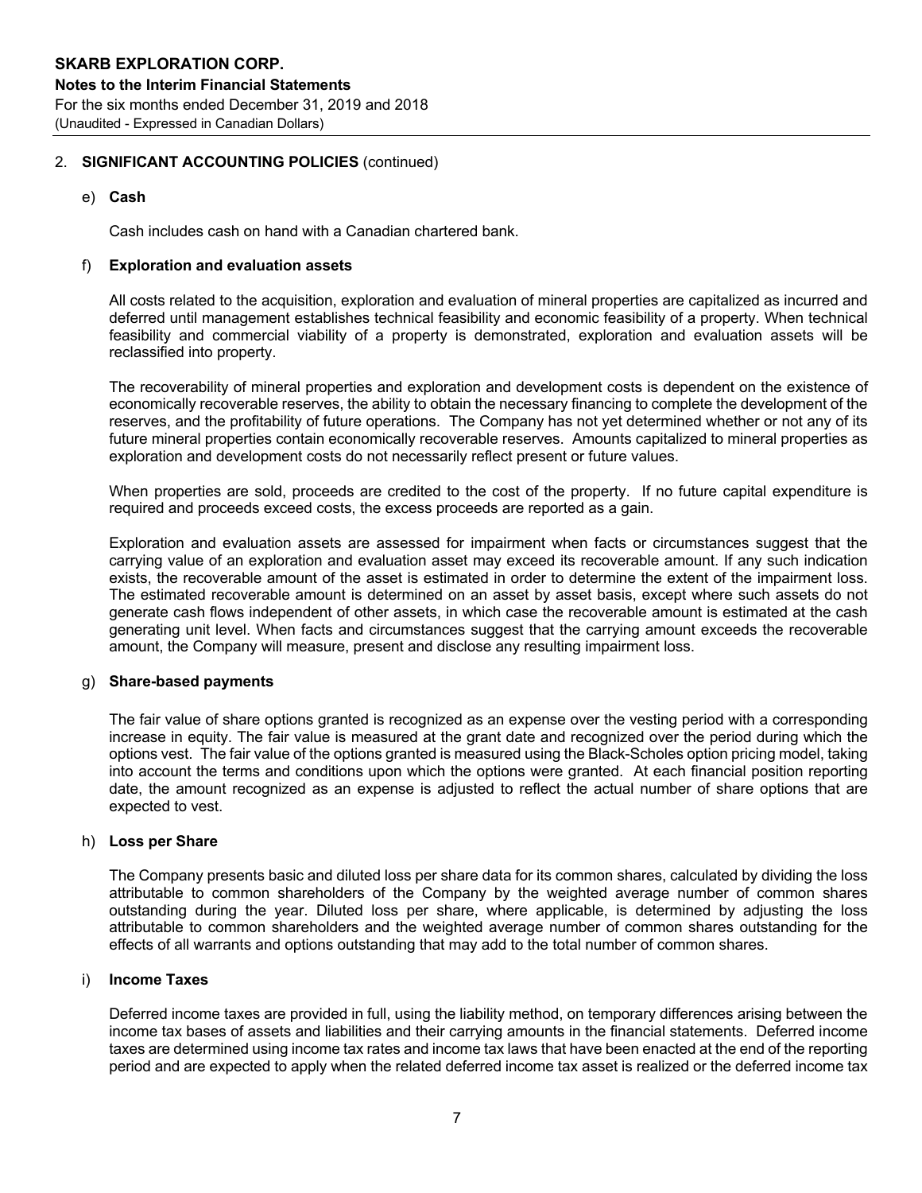## 2. SIGNIFICANT ACCOUNTING POLICIES (continued)

### e) Cash

Cash includes cash on hand with a Canadian chartered bank.

### f) Exploration and evaluation assets

All costs related to the acquisition, exploration and evaluation of mineral properties are capitalized as incurred and deferred until management establishes technical feasibility and economic feasibility of a property. When technical feasibility and commercial viability of a property is demonstrated, exploration and evaluation assets will be reclassified into property.

The recoverability of mineral properties and exploration and development costs is dependent on the existence of economically recoverable reserves, the ability to obtain the necessary financing to complete the development of the reserves, and the profitability of future operations. The Company has not yet determined whether or not any of its future mineral properties contain economically recoverable reserves. Amounts capitalized to mineral properties as exploration and development costs do not necessarily reflect present or future values.

When properties are sold, proceeds are credited to the cost of the property. If no future capital expenditure is required and proceeds exceed costs, the excess proceeds are reported as a gain.

Exploration and evaluation assets are assessed for impairment when facts or circumstances suggest that the carrying value of an exploration and evaluation asset may exceed its recoverable amount. If any such indication exists, the recoverable amount of the asset is estimated in order to determine the extent of the impairment loss. The estimated recoverable amount is determined on an asset by asset basis, except where such assets do not generate cash flows independent of other assets, in which case the recoverable amount is estimated at the cash generating unit level. When facts and circumstances suggest that the carrying amount exceeds the recoverable amount, the Company will measure, present and disclose any resulting impairment loss.

### g) Share-based payments

The fair value of share options granted is recognized as an expense over the vesting period with a corresponding increase in equity. The fair value is measured at the grant date and recognized over the period during which the options vest. The fair value of the options granted is measured using the Black-Scholes option pricing model, taking into account the terms and conditions upon which the options were granted. At each financial position reporting date, the amount recognized as an expense is adjusted to reflect the actual number of share options that are expected to vest.

### h) Loss per Share

The Company presents basic and diluted loss per share data for its common shares, calculated by dividing the loss attributable to common shareholders of the Company by the weighted average number of common shares outstanding during the year. Diluted loss per share, where applicable, is determined by adjusting the loss attributable to common shareholders and the weighted average number of common shares outstanding for the effects of all warrants and options outstanding that may add to the total number of common shares.

### i) Income Taxes

Deferred income taxes are provided in full, using the liability method, on temporary differences arising between the income tax bases of assets and liabilities and their carrying amounts in the financial statements. Deferred income taxes are determined using income tax rates and income tax laws that have been enacted at the end of the reporting period and are expected to apply when the related deferred income tax asset is realized or the deferred income tax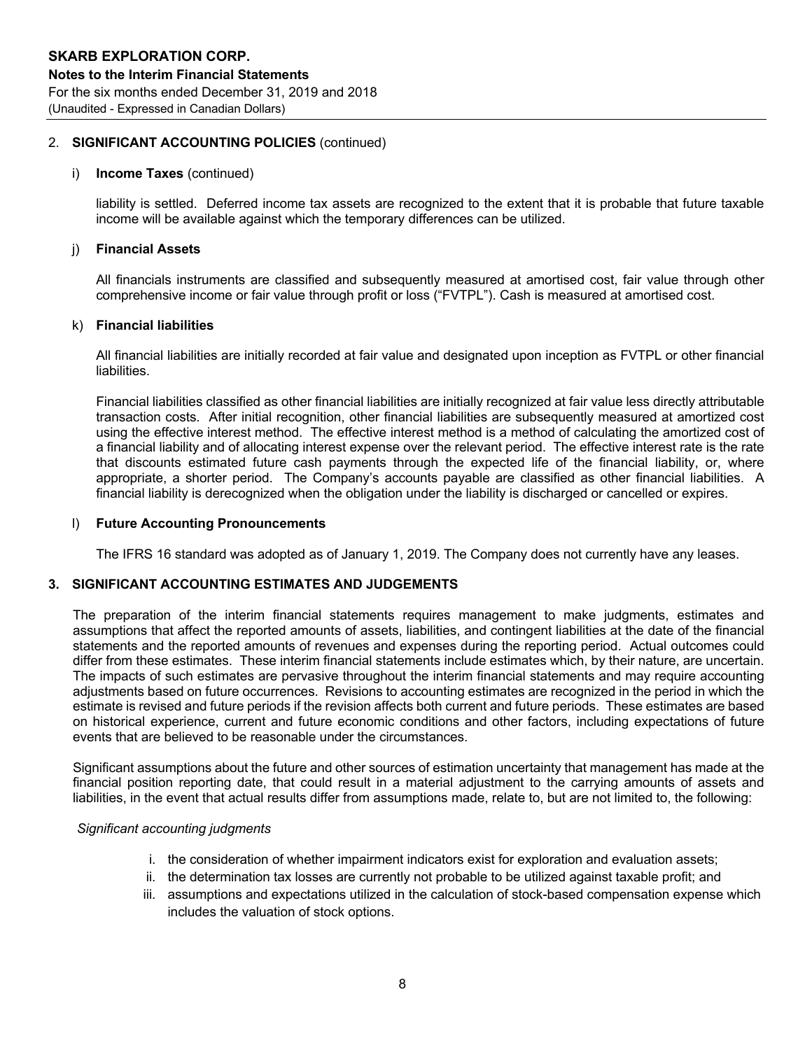## 2. SIGNIFICANT ACCOUNTING POLICIES (continued)

### i) Income Taxes (continued)

liability is settled. Deferred income tax assets are recognized to the extent that it is probable that future taxable income will be available against which the temporary differences can be utilized.

### j) Financial Assets

All financials instruments are classified and subsequently measured at amortised cost, fair value through other comprehensive income or fair value through profit or loss ("FVTPL"). Cash is measured at amortised cost.

### k) Financial liabilities

All financial liabilities are initially recorded at fair value and designated upon inception as FVTPL or other financial liabilities.

Financial liabilities classified as other financial liabilities are initially recognized at fair value less directly attributable transaction costs. After initial recognition, other financial liabilities are subsequently measured at amortized cost using the effective interest method. The effective interest method is a method of calculating the amortized cost of a financial liability and of allocating interest expense over the relevant period. The effective interest rate is the rate that discounts estimated future cash payments through the expected life of the financial liability, or, where appropriate, a shorter period. The Company's accounts payable are classified as other financial liabilities. A financial liability is derecognized when the obligation under the liability is discharged or cancelled or expires.

### l) Future Accounting Pronouncements

The IFRS 16 standard was adopted as of January 1, 2019. The Company does not currently have any leases.

## 3. SIGNIFICANT ACCOUNTING ESTIMATES AND JUDGEMENTS

The preparation of the interim financial statements requires management to make judgments, estimates and assumptions that affect the reported amounts of assets, liabilities, and contingent liabilities at the date of the financial statements and the reported amounts of revenues and expenses during the reporting period. Actual outcomes could differ from these estimates. These interim financial statements include estimates which, by their nature, are uncertain. The impacts of such estimates are pervasive throughout the interim financial statements and may require accounting adjustments based on future occurrences. Revisions to accounting estimates are recognized in the period in which the estimate is revised and future periods if the revision affects both current and future periods. These estimates are based on historical experience, current and future economic conditions and other factors, including expectations of future events that are believed to be reasonable under the circumstances.

Significant assumptions about the future and other sources of estimation uncertainty that management has made at the financial position reporting date, that could result in a material adjustment to the carrying amounts of assets and liabilities, in the event that actual results differ from assumptions made, relate to, but are not limited to, the following:

*Significant accounting judgments*

i. the consideration of whether impairment indicators exist for exploration and evaluation assets;
ii. the determination tax losses are currently not probable to be utilized against taxable profit; and
iii. assumptions and expectations utilized in the calculation of stock-based compensation expense which includes the valuation of stock options.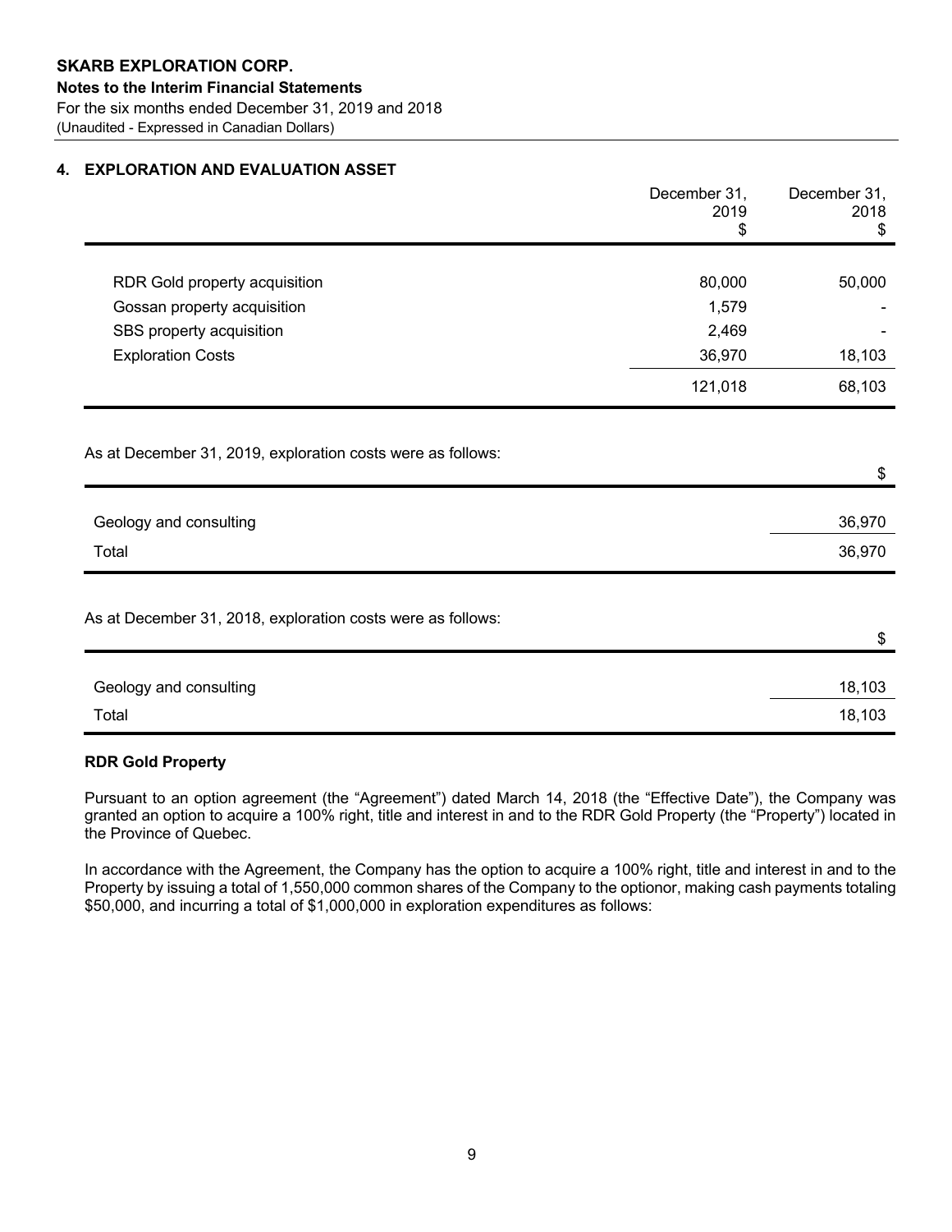**SKARB EXPLORATION CORP.**
**Notes to the Interim Financial Statements**
For the six months ended December 31, 2019 and 2018
(Unaudited - Expressed in Canadian Dollars)

## 4. EXPLORATION AND EVALUATION ASSET

| | December 31, 2019 $ | December 31, 2018 $ |
|---|---|---|
| RDR Gold property acquisition | 80,000 | 50,000 |
| Gossan property acquisition | 1,579 | - |
| SBS property acquisition | 2,469 | - |
| Exploration Costs | 36,970 | 18,103 |
| | 121,018 | 68,103 |

As at December 31, 2019, exploration costs were as follows:

| | $ |
|---|---|
| Geology and consulting | 36,970 |
| Total | 36,970 |

As at December 31, 2018, exploration costs were as follows:

| | $ |
|---|---|
| Geology and consulting | 18,103 |
| Total | 18,103 |

**RDR Gold Property**

Pursuant to an option agreement (the "Agreement") dated March 14, 2018 (the "Effective Date"), the Company was granted an option to acquire a 100% right, title and interest in and to the RDR Gold Property (the "Property") located in the Province of Quebec.

In accordance with the Agreement, the Company has the option to acquire a 100% right, title and interest in and to the Property by issuing a total of 1,550,000 common shares of the Company to the optionor, making cash payments totaling $50,000, and incurring a total of $1,000,000 in exploration expenditures as follows: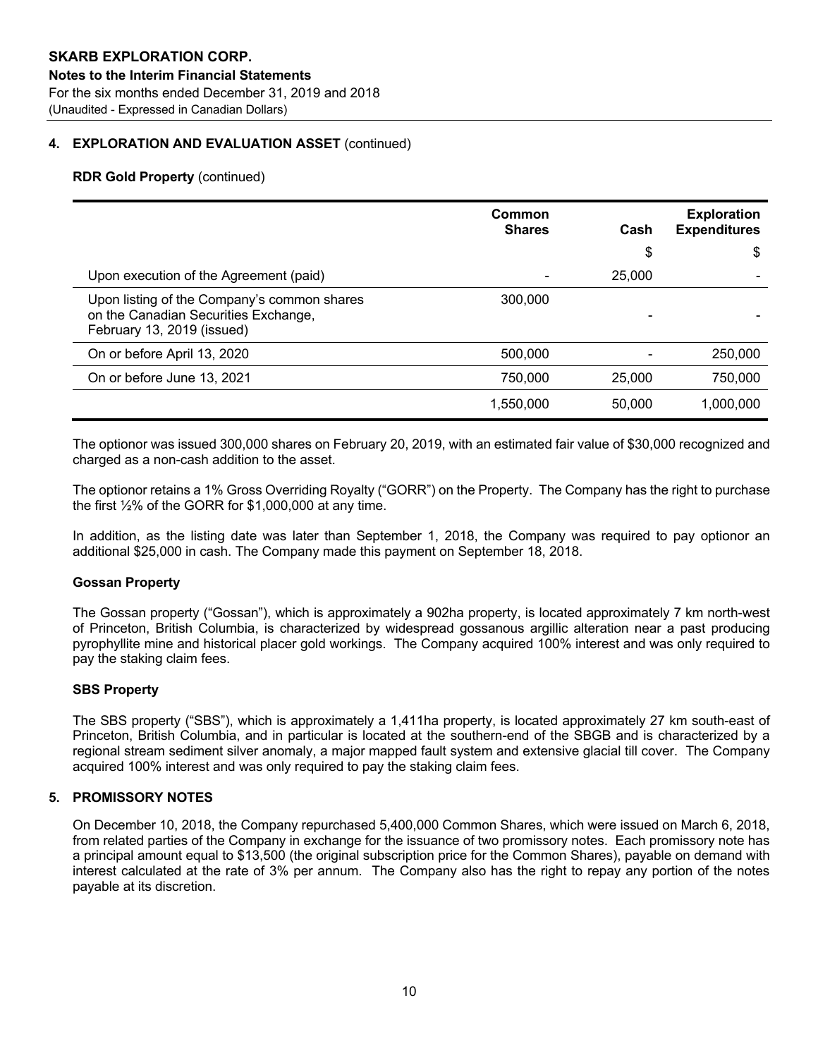## 4. EXPLORATION AND EVALUATION ASSET (continued)

**RDR Gold Property** (continued)

| | Common Shares | Cash | Exploration Expenditures |
|---|---|---|---|
| | | $ | $ |
| Upon execution of the Agreement (paid) | - | 25,000 | - |
| Upon listing of the Company's common shares on the Canadian Securities Exchange, February 13, 2019 (issued) | 300,000 | - | - |
| On or before April 13, 2020 | 500,000 | - | 250,000 |
| On or before June 13, 2021 | 750,000 | 25,000 | 750,000 |
| | 1,550,000 | 50,000 | 1,000,000 |

The optionor was issued 300,000 shares on February 20, 2019, with an estimated fair value of $30,000 recognized and charged as a non-cash addition to the asset.

The optionor retains a 1% Gross Overriding Royalty ("GORR") on the Property. The Company has the right to purchase the first ½% of the GORR for $1,000,000 at any time.

In addition, as the listing date was later than September 1, 2018, the Company was required to pay optionor an additional $25,000 in cash. The Company made this payment on September 18, 2018.

**Gossan Property**

The Gossan property ("Gossan"), which is approximately a 902ha property, is located approximately 7 km north-west of Princeton, British Columbia, is characterized by widespread gossanous argillic alteration near a past producing pyrophyllite mine and historical placer gold workings. The Company acquired 100% interest and was only required to pay the staking claim fees.

**SBS Property**

The SBS property ("SBS"), which is approximately a 1,411ha property, is located approximately 27 km south-east of Princeton, British Columbia, and in particular is located at the southern-end of the SBGB and is characterized by a regional stream sediment silver anomaly, a major mapped fault system and extensive glacial till cover. The Company acquired 100% interest and was only required to pay the staking claim fees.

## 5. PROMISSORY NOTES

On December 10, 2018, the Company repurchased 5,400,000 Common Shares, which were issued on March 6, 2018, from related parties of the Company in exchange for the issuance of two promissory notes. Each promissory note has a principal amount equal to $13,500 (the original subscription price for the Common Shares), payable on demand with interest calculated at the rate of 3% per annum. The Company also has the right to repay any portion of the notes payable at its discretion.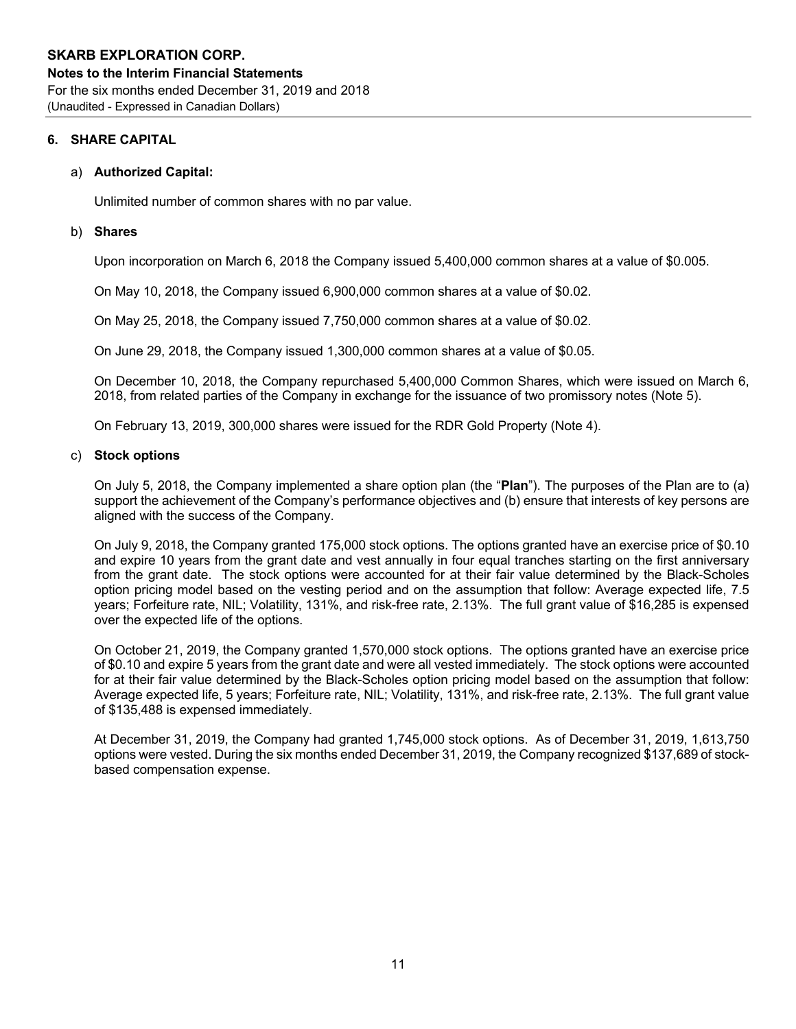## 6. SHARE CAPITAL

a) **Authorized Capital:**

Unlimited number of common shares with no par value.

b) **Shares**

Upon incorporation on March 6, 2018 the Company issued 5,400,000 common shares at a value of $0.005.

On May 10, 2018, the Company issued 6,900,000 common shares at a value of $0.02.

On May 25, 2018, the Company issued 7,750,000 common shares at a value of $0.02.

On June 29, 2018, the Company issued 1,300,000 common shares at a value of $0.05.

On December 10, 2018, the Company repurchased 5,400,000 Common Shares, which were issued on March 6, 2018, from related parties of the Company in exchange for the issuance of two promissory notes (Note 5).

On February 13, 2019, 300,000 shares were issued for the RDR Gold Property (Note 4).

c) **Stock options**

On July 5, 2018, the Company implemented a share option plan (the "**Plan**"). The purposes of the Plan are to (a) support the achievement of the Company's performance objectives and (b) ensure that interests of key persons are aligned with the success of the Company.

On July 9, 2018, the Company granted 175,000 stock options. The options granted have an exercise price of $0.10 and expire 10 years from the grant date and vest annually in four equal tranches starting on the first anniversary from the grant date. The stock options were accounted for at their fair value determined by the Black-Scholes option pricing model based on the vesting period and on the assumption that follow: Average expected life, 7.5 years; Forfeiture rate, NIL; Volatility, 131%, and risk-free rate, 2.13%. The full grant value of $16,285 is expensed over the expected life of the options.

On October 21, 2019, the Company granted 1,570,000 stock options. The options granted have an exercise price of $0.10 and expire 5 years from the grant date and were all vested immediately. The stock options were accounted for at their fair value determined by the Black-Scholes option pricing model based on the assumption that follow: Average expected life, 5 years; Forfeiture rate, NIL; Volatility, 131%, and risk-free rate, 2.13%. The full grant value of $135,488 is expensed immediately.

At December 31, 2019, the Company had granted 1,745,000 stock options. As of December 31, 2019, 1,613,750 options were vested. During the six months ended December 31, 2019, the Company recognized $137,689 of stock-based compensation expense.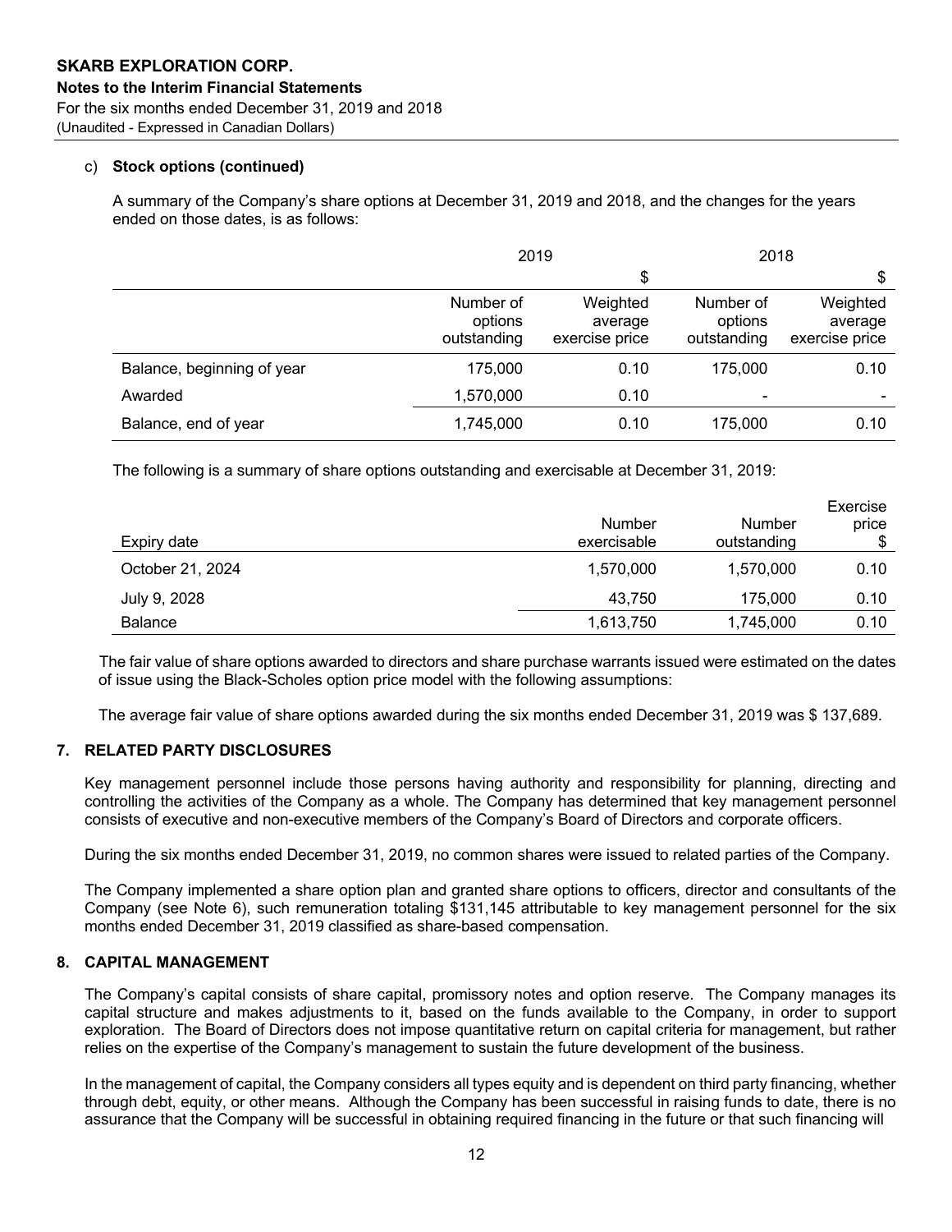c) **Stock options (continued)**

A summary of the Company's share options at December 31, 2019 and 2018, and the changes for the years ended on those dates, is as follows:

| | 2019 | | 2018 | |
|---|---|---|---|---|
| | | $ | | $ |
| | Number of options outstanding | Weighted average exercise price | Number of options outstanding | Weighted average exercise price |
| Balance, beginning of year | 175,000 | 0.10 | 175,000 | 0.10 |
| Awarded | 1,570,000 | 0.10 | - | - |
| Balance, end of year | 1,745,000 | 0.10 | 175,000 | 0.10 |

The following is a summary of share options outstanding and exercisable at December 31, 2019:

| Expiry date | Number exercisable | Number outstanding | Exercise price $ |
|---|---|---|---|
| October 21, 2024 | 1,570,000 | 1,570,000 | 0.10 |
| July 9, 2028 | 43,750 | 175,000 | 0.10 |
| Balance | 1,613,750 | 1,745,000 | 0.10 |

The fair value of share options awarded to directors and share purchase warrants issued were estimated on the dates of issue using the Black-Scholes option price model with the following assumptions:

The average fair value of share options awarded during the six months ended December 31, 2019 was $ 137,689.

## 7. RELATED PARTY DISCLOSURES

Key management personnel include those persons having authority and responsibility for planning, directing and controlling the activities of the Company as a whole. The Company has determined that key management personnel consists of executive and non-executive members of the Company's Board of Directors and corporate officers.

During the six months ended December 31, 2019, no common shares were issued to related parties of the Company.

The Company implemented a share option plan and granted share options to officers, director and consultants of the Company (see Note 6), such remuneration totaling $131,145 attributable to key management personnel for the six months ended December 31, 2019 classified as share-based compensation.

## 8. CAPITAL MANAGEMENT

The Company's capital consists of share capital, promissory notes and option reserve. The Company manages its capital structure and makes adjustments to it, based on the funds available to the Company, in order to support exploration. The Board of Directors does not impose quantitative return on capital criteria for management, but rather relies on the expertise of the Company's management to sustain the future development of the business.

In the management of capital, the Company considers all types equity and is dependent on third party financing, whether through debt, equity, or other means. Although the Company has been successful in raising funds to date, there is no assurance that the Company will be successful in obtaining required financing in the future or that such financing will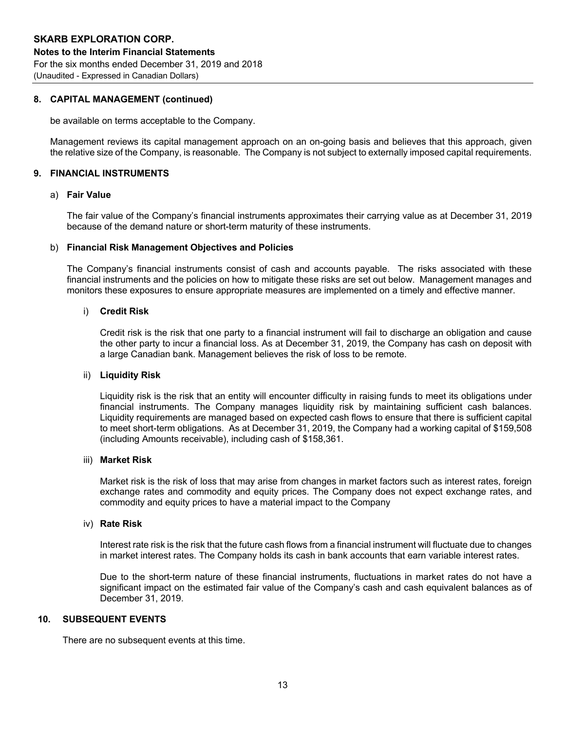## 8. CAPITAL MANAGEMENT (continued)

be available on terms acceptable to the Company.

Management reviews its capital management approach on an on-going basis and believes that this approach, given the relative size of the Company, is reasonable. The Company is not subject to externally imposed capital requirements.

## 9. FINANCIAL INSTRUMENTS

### a) Fair Value

The fair value of the Company's financial instruments approximates their carrying value as at December 31, 2019 because of the demand nature or short-term maturity of these instruments.

### b) Financial Risk Management Objectives and Policies

The Company's financial instruments consist of cash and accounts payable. The risks associated with these financial instruments and the policies on how to mitigate these risks are set out below. Management manages and monitors these exposures to ensure appropriate measures are implemented on a timely and effective manner.

#### i) Credit Risk

Credit risk is the risk that one party to a financial instrument will fail to discharge an obligation and cause the other party to incur a financial loss. As at December 31, 2019, the Company has cash on deposit with a large Canadian bank. Management believes the risk of loss to be remote.

#### ii) Liquidity Risk

Liquidity risk is the risk that an entity will encounter difficulty in raising funds to meet its obligations under financial instruments. The Company manages liquidity risk by maintaining sufficient cash balances. Liquidity requirements are managed based on expected cash flows to ensure that there is sufficient capital to meet short-term obligations. As at December 31, 2019, the Company had a working capital of $159,508 (including Amounts receivable), including cash of $158,361.

#### iii) Market Risk

Market risk is the risk of loss that may arise from changes in market factors such as interest rates, foreign exchange rates and commodity and equity prices. The Company does not expect exchange rates, and commodity and equity prices to have a material impact to the Company

#### iv) Rate Risk

Interest rate risk is the risk that the future cash flows from a financial instrument will fluctuate due to changes in market interest rates. The Company holds its cash in bank accounts that earn variable interest rates.

Due to the short-term nature of these financial instruments, fluctuations in market rates do not have a significant impact on the estimated fair value of the Company's cash and cash equivalent balances as of December 31, 2019.

## 10. SUBSEQUENT EVENTS

There are no subsequent events at this time.